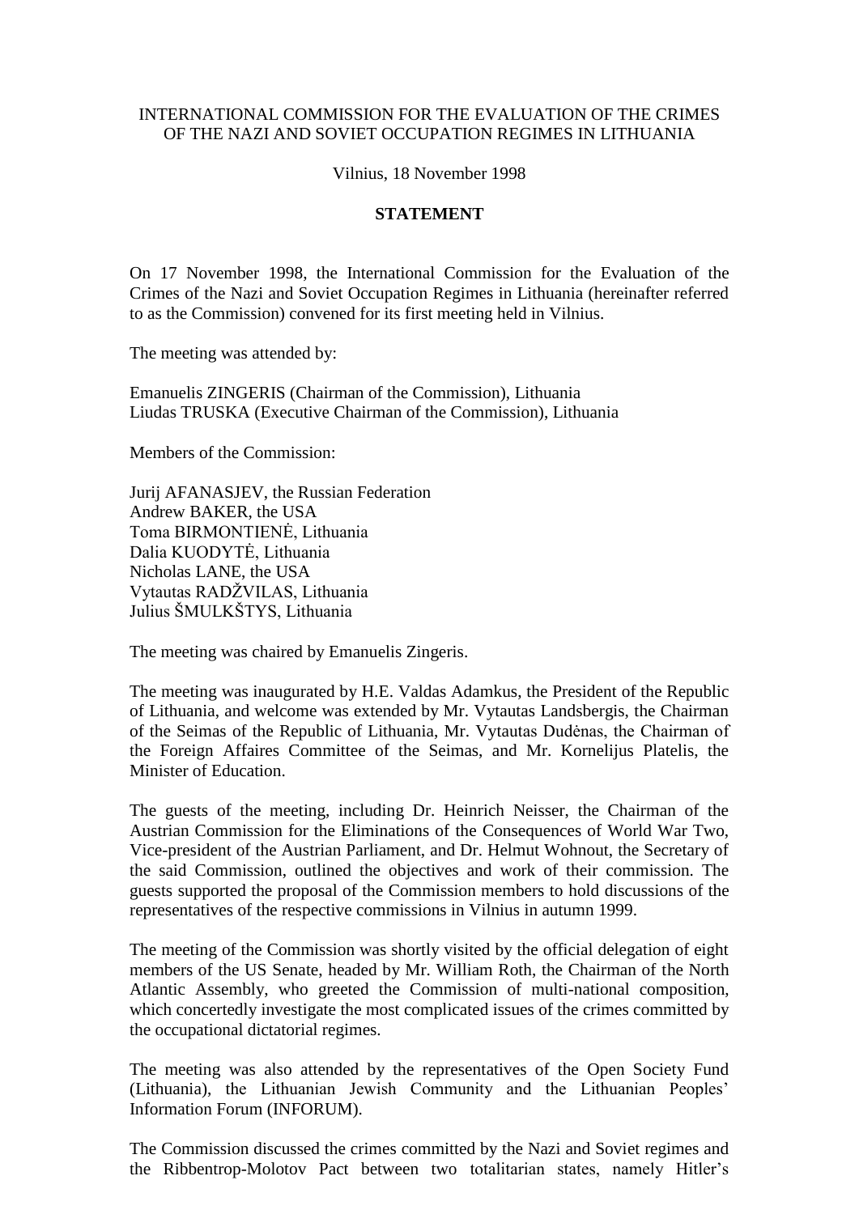INTERNATIONAL COMMISSION FOR THE EVALUATION OF THE CRIMES OF THE NAZI AND SOVIET OCCUPATION REGIMES IN LITHUANIA

Vilnius, 18 November 1998

## STATEMENT

On 17 November 1998, the International Commission for the Evaluation of the Crimes of the Nazi and Soviet Occupation Regimes in Lithuania (hereinafter referred to as the Commission) convened for its first meeting held in Vilnius.

The meeting was attended by:

Emanuelis ZINGERIS (Chairman of the Commission), Lithuania
Liudas TRUSKA (Executive Chairman of the Commission), Lithuania

Members of the Commission:

Jurij AFANASJEV, the Russian Federation
Andrew BAKER, the USA
Toma BIRMONTIENĖ, Lithuania
Dalia KUODYTĖ, Lithuania
Nicholas LANE, the USA
Vytautas RADŽVILAS, Lithuania
Julius ŠMULKŠTYS, Lithuania

The meeting was chaired by Emanuelis Zingeris.

The meeting was inaugurated by H.E. Valdas Adamkus, the President of the Republic of Lithuania, and welcome was extended by Mr. Vytautas Landsbergis, the Chairman of the Seimas of the Republic of Lithuania, Mr. Vytautas Dudėnas, the Chairman of the Foreign Affaires Committee of the Seimas, and Mr. Kornelijus Platelis, the Minister of Education.

The guests of the meeting, including Dr. Heinrich Neisser, the Chairman of the Austrian Commission for the Eliminations of the Consequences of World War Two, Vice-president of the Austrian Parliament, and Dr. Helmut Wohnout, the Secretary of the said Commission, outlined the objectives and work of their commission. The guests supported the proposal of the Commission members to hold discussions of the representatives of the respective commissions in Vilnius in autumn 1999.

The meeting of the Commission was shortly visited by the official delegation of eight members of the US Senate, headed by Mr. William Roth, the Chairman of the North Atlantic Assembly, who greeted the Commission of multi-national composition, which concertedly investigate the most complicated issues of the crimes committed by the occupational dictatorial regimes.

The meeting was also attended by the representatives of the Open Society Fund (Lithuania), the Lithuanian Jewish Community and the Lithuanian Peoples' Information Forum (INFORUM).

The Commission discussed the crimes committed by the Nazi and Soviet regimes and the Ribbentrop-Molotov Pact between two totalitarian states, namely Hitler's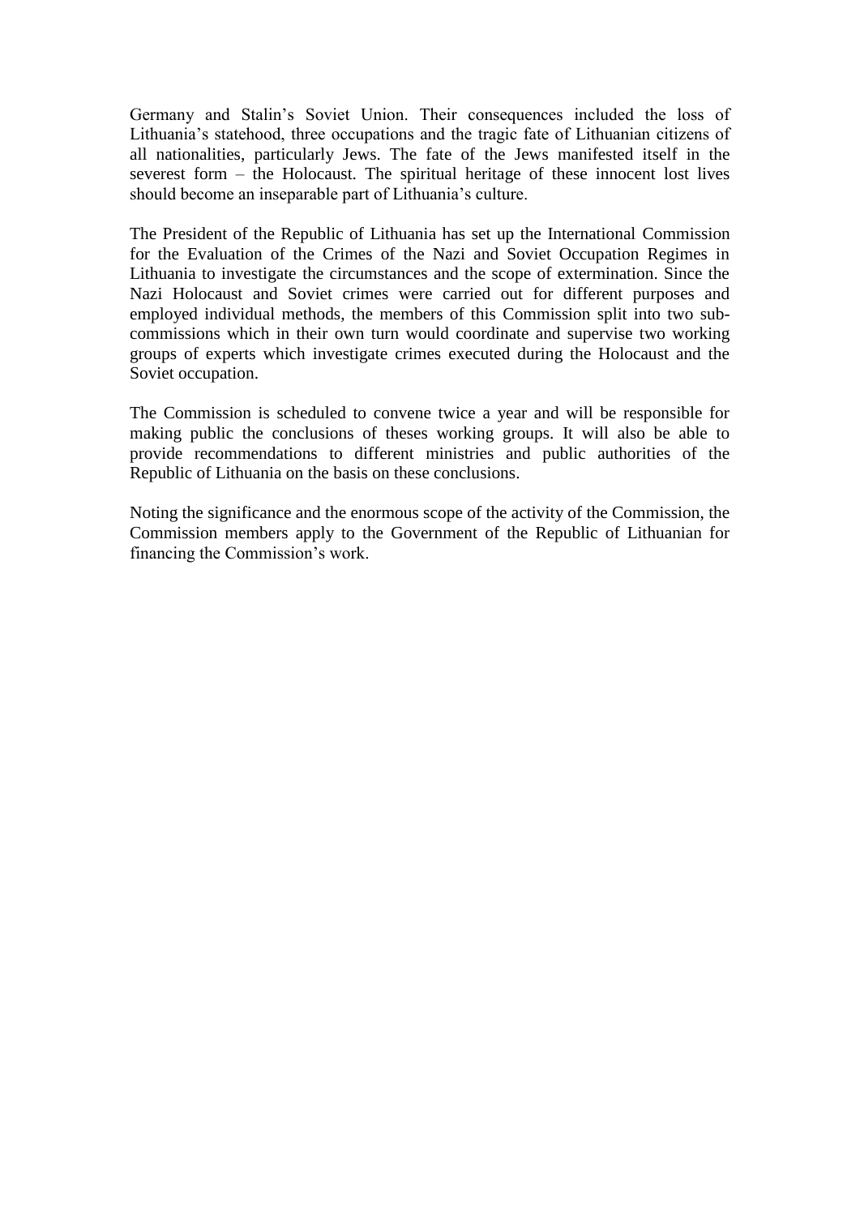Germany and Stalin's Soviet Union. Their consequences included the loss of Lithuania's statehood, three occupations and the tragic fate of Lithuanian citizens of all nationalities, particularly Jews. The fate of the Jews manifested itself in the severest form – the Holocaust. The spiritual heritage of these innocent lost lives should become an inseparable part of Lithuania's culture.

The President of the Republic of Lithuania has set up the International Commission for the Evaluation of the Crimes of the Nazi and Soviet Occupation Regimes in Lithuania to investigate the circumstances and the scope of extermination. Since the Nazi Holocaust and Soviet crimes were carried out for different purposes and employed individual methods, the members of this Commission split into two sub-commissions which in their own turn would coordinate and supervise two working groups of experts which investigate crimes executed during the Holocaust and the Soviet occupation.

The Commission is scheduled to convene twice a year and will be responsible for making public the conclusions of theses working groups. It will also be able to provide recommendations to different ministries and public authorities of the Republic of Lithuania on the basis on these conclusions.

Noting the significance and the enormous scope of the activity of the Commission, the Commission members apply to the Government of the Republic of Lithuanian for financing the Commission's work.